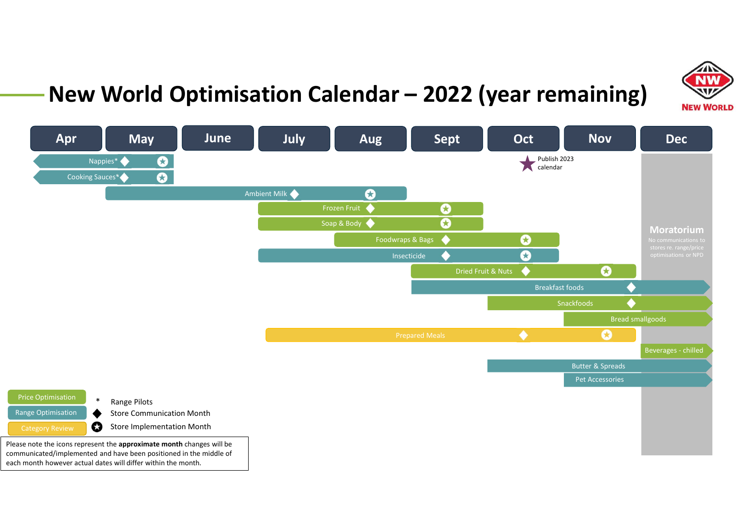# New World Optimisation Calendar – 2022 (year remaining)

| Item | Type | Apr | May | June | July | Aug | Sept | Oct | Nov | Dec |
|---|---|---|---|---|---|---|---|---|---|---|
| Nappies* | Range Optimisation | ◆ | ★ | | | | | | | |
| Cooking Sauces* | Range Optimisation | ◆ | ★ | | | | | | | |
| Ambient Milk | Range Optimisation | | | | ◆ | ★ | | | | |
| Frozen Fruit | Price Optimisation | | | | | ◆ | ★ | | | |
| Soap & Body | Price Optimisation | | | | | ◆ | ★ | | | |
| Foodwraps & Bags | Price Optimisation | | | | | | ◆ | ★ | | |
| Insecticide | Range Optimisation | | | | | | ◆ | ★ | | |
| Dried Fruit & Nuts | Price Optimisation | | | | | | | ◆ | ★ | |
| Breakfast foods | Range Optimisation | | | | | | | | ◆ | |
| Snackfoods | Price Optimisation | | | | | | | | ◆ | |
| Bread smallgoods | Price Optimisation | | | | | | | | | |
| Prepared Meals | Category Review | | | | | | | ◆ | ★ | |
| Beverages - chilled | Price Optimisation | | | | | | | | | |
| Butter & Spreads | Range Optimisation | | | | | | | | | |
| Pet Accessories | Range Optimisation | | | | | | | | | |

Publish 2023 calendar (Oct)

**Moratorium** (Dec)
No communications to stores re. range/price optimisations or NPD

Legend:
- Price Optimisation
- Range Optimisation
- Category Review
- \* Range Pilots
- ◆ Store Communication Month
- ★ Store Implementation Month

Please note the icons represent the **approximate month** changes will be communicated/implemented and have been positioned in the middle of each month however actual dates will differ within the month.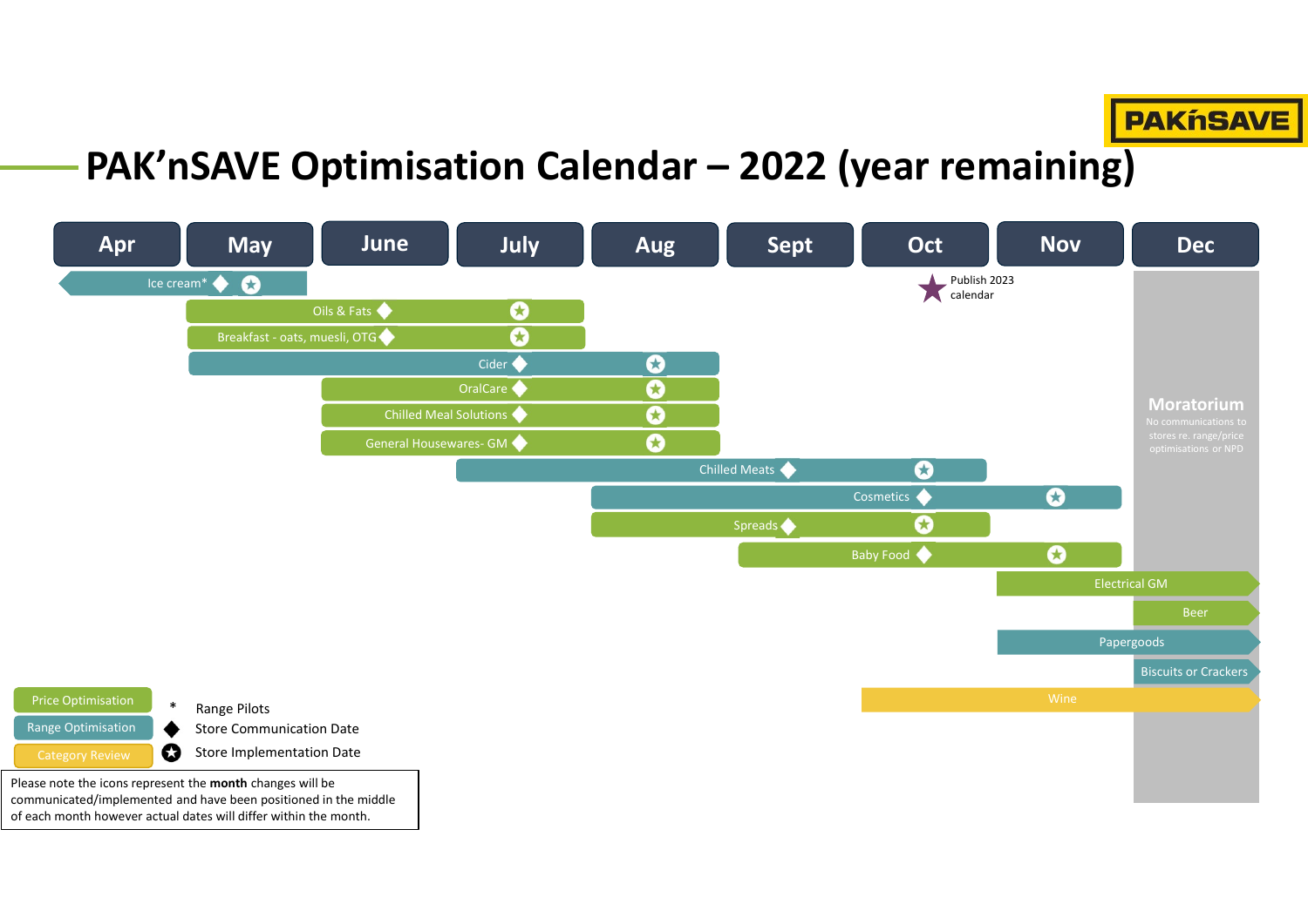# PAK'nSAVE Optimisation Calendar – 2022 (year remaining)

PAKnSAVE

| Category | Type | Bar span | Store Communication Date | Store Implementation Date |
|---|---|---|---|---|
| Ice cream* | Range Optimisation | Apr – May | Apr | May |
| Oils & Fats | Price Optimisation | May – July | May | July |
| Breakfast - oats, muesli, OTG | Price Optimisation | May – July | May | July |
| Cider | Range Optimisation | May – Aug | July | Aug |
| OralCare | Price Optimisation | June – Aug | July | Aug |
| Chilled Meal Solutions | Price Optimisation | June – Aug | July | Aug |
| General Housewares- GM | Price Optimisation | June – Aug | July | Aug |
| Chilled Meats | Range Optimisation | July – Oct | Sept | Oct |
| Cosmetics | Range Optimisation | Aug – Nov | Oct | Nov |
| Spreads | Price Optimisation | Aug – Oct | Sept | Oct |
| Baby Food | Price Optimisation | Sept – Nov | Oct | Nov |
| Electrical GM | Price Optimisation | Nov – Dec | | |
| Beer | Price Optimisation | Dec | | |
| Papergoods | Range Optimisation | Nov – Dec | | |
| Biscuits or Crackers | Range Optimisation | Dec | | |
| Wine | Category Review | Oct – Dec | | |

Oct: Publish 2023 calendar

Dec: **Moratorium** – No communications to stores re. range/price optimisations or NPD

**Legend:**

- Price Optimisation
- Range Optimisation
- Category Review
- \* Range Pilots
- ◆ Store Communication Date
- ★ Store Implementation Date

Please note the icons represent the **month** changes will be communicated/implemented and have been positioned in the middle of each month however actual dates will differ within the month.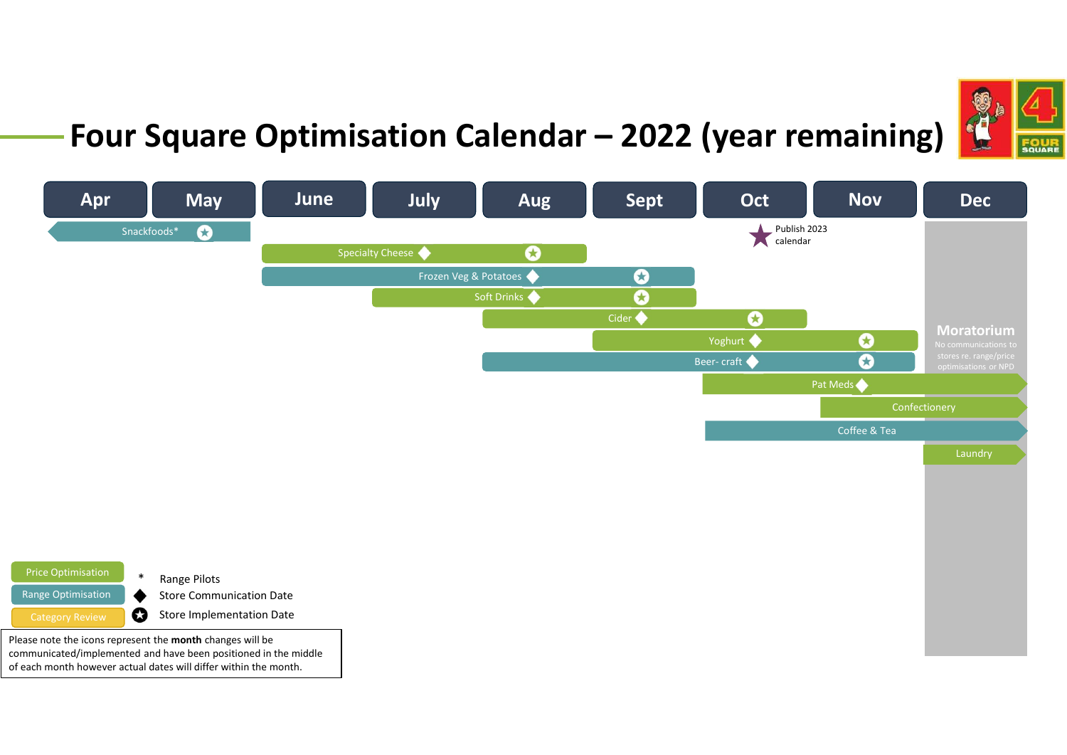# Four Square Optimisation Calendar – 2022 (year remaining)

| Category | Type | Start | Store Communication Date | Store Implementation Date | End |
|---|---|---|---|---|---|
| Snackfoods* | Range Optimisation | Apr | | May | May |
| Specialty Cheese | Price Optimisation | June | July | Aug | Aug |
| Frozen Veg & Potatoes | Range Optimisation | June | Aug | Sept | Sept |
| Soft Drinks | Price Optimisation | July | Aug | Sept | Sept |
| Cider | Price Optimisation | Aug | Sept | Oct | Oct |
| Yoghurt | Price Optimisation | Sept | Oct | Nov | Nov |
| Beer- craft | Range Optimisation | Aug | Oct | Nov | Nov |
| Pat Meds | Price Optimisation | Oct | Nov | | Dec → |
| Confectionery | Price Optimisation | Nov | | | Dec → |
| Coffee & Tea | Range Optimisation | Oct | | | Dec → |
| Laundry | Price Optimisation | Dec | | | Dec → |

Oct: Publish 2023 calendar

**Dec – Moratorium**
No communications to stores re. range/price optimisations or NPD

**Legend**

- Price Optimisation
- Range Optimisation
- Category Review
- \* Range Pilots
- ◆ Store Communication Date
- ★ Store Implementation Date

Please note the icons represent the **month** changes will be communicated/implemented and have been positioned in the middle of each month however actual dates will differ within the month.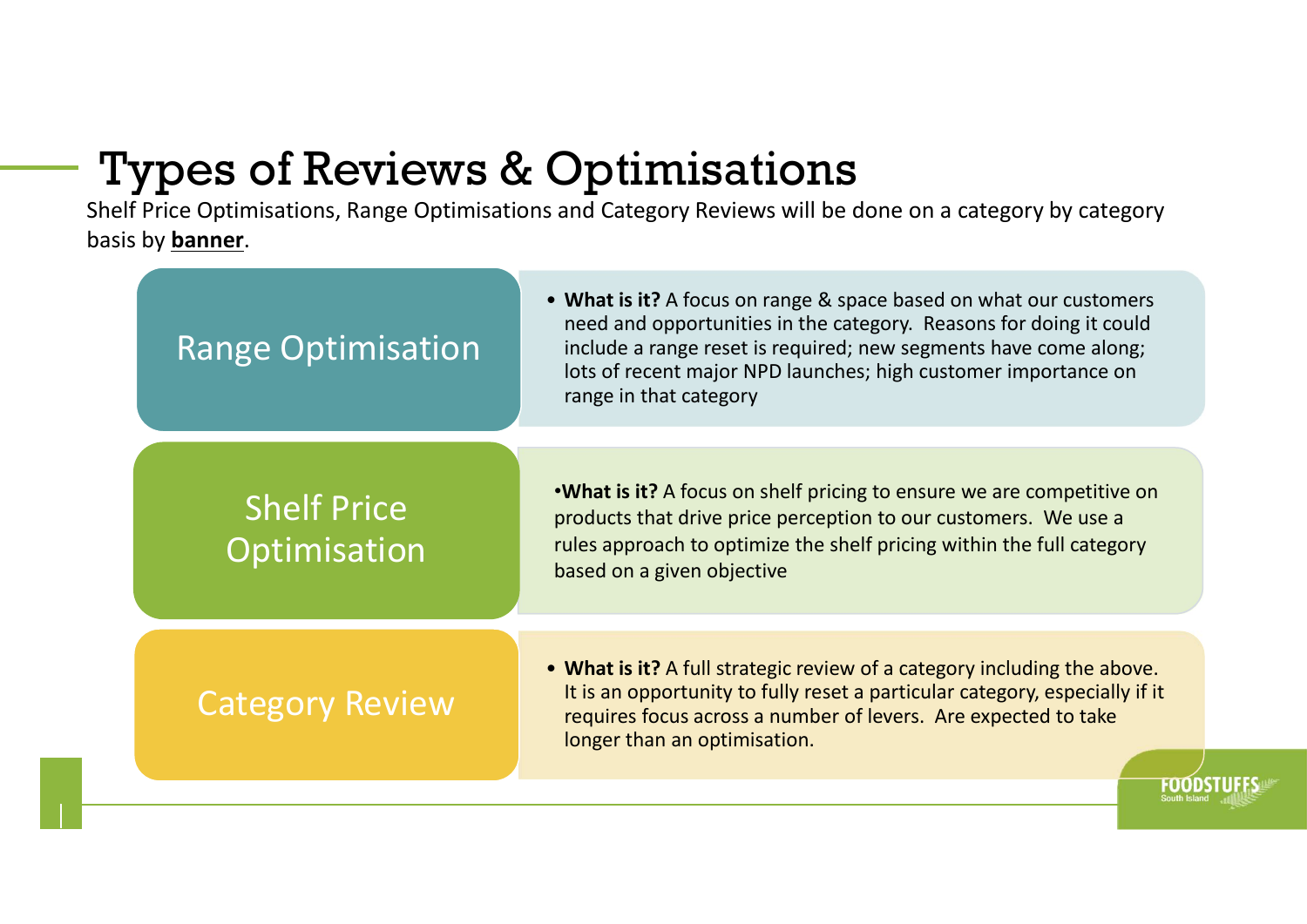# Types of Reviews & Optimisations

Shelf Price Optimisations, Range Optimisations and Category Reviews will be done on a category by category basis by **banner**.

## Range Optimisation

- **What is it?** A focus on range & space based on what our customers need and opportunities in the category. Reasons for doing it could include a range reset is required; new segments have come along; lots of recent major NPD launches; high customer importance on range in that category

## Shelf Price Optimisation

- **What is it?** A focus on shelf pricing to ensure we are competitive on products that drive price perception to our customers. We use a rules approach to optimize the shelf pricing within the full category based on a given objective

## Category Review

- **What is it?** A full strategic review of a category including the above. It is an opportunity to fully reset a particular category, especially if it requires focus across a number of levers. Are expected to take longer than an optimisation.

FOODSTUFFS South Island